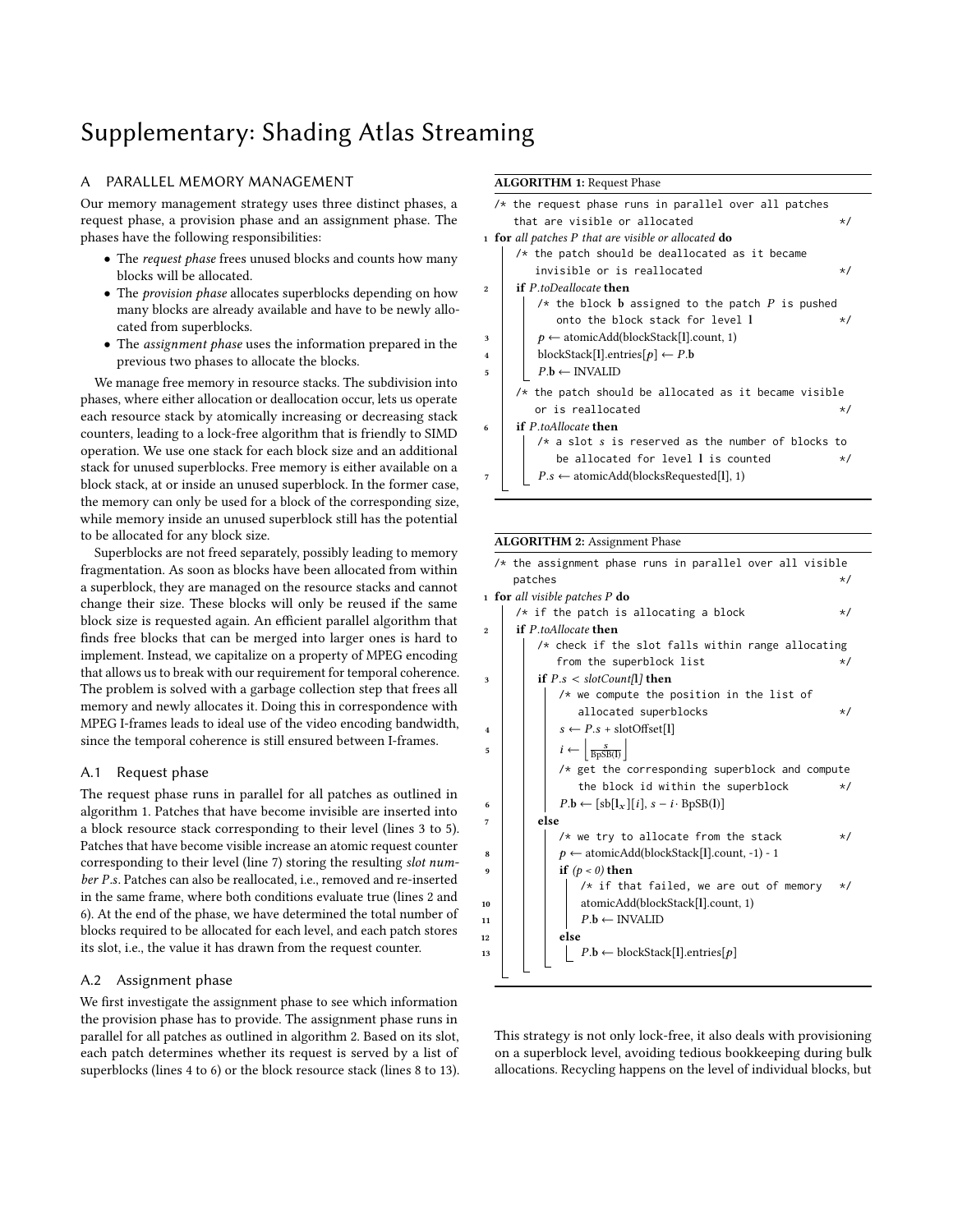# Supplementary: Shading Atlas Streaming

## A PARALLEL MEMORY MANAGEMENT

Our memory management strategy uses three distinct phases, a request phase, a provision phase and an assignment phase. The phases have the following responsibilities:

- The *request phase* frees unused blocks and counts how many blocks will be allocated.
- The *provision phase* allocates superblocks depending on how many blocks are already available and have to be newly allocated from superblocks.
- The *assignment phase* uses the information prepared in the previous two phases to allocate the blocks.

We manage free memory in resource stacks. The subdivision into phases, where either allocation or deallocation occur, lets us operate each resource stack by atomically increasing or decreasing stack counters, leading to a lock-free algorithm that is friendly to SIMD operation. We use one stack for each block size and an additional stack for unused superblocks. Free memory is either available on a block stack, at or inside an unused superblock. In the former case, the memory can only be used for a block of the corresponding size, while memory inside an unused superblock still has the potential to be allocated for any block size.

Superblocks are not freed separately, possibly leading to memory fragmentation. As soon as blocks have been allocated from within a superblock, they are managed on the resource stacks and cannot change their size. These blocks will only be reused if the same block size is requested again. An efficient parallel algorithm that finds free blocks that can be merged into larger ones is hard to implement. Instead, we capitalize on a property of MPEG encoding that allows us to break with our requirement for temporal coherence. The problem is solved with a garbage collection step that frees all memory and newly allocates it. Doing this in correspondence with MPEG I-frames leads to ideal use of the video encoding bandwidth, since the temporal coherence is still ensured between I-frames.

### A.1 Request phase

The request phase runs in parallel for all patches as outlined in algorithm 1. Patches that have become invisible are inserted into a block resource stack corresponding to their level (lines 3 to 5). Patches that have become visible increase an atomic request counter corresponding to their level (line 7) storing the resulting *slot number* $P.s$. Patches can also be reallocated, i.e., removed and re-inserted in the same frame, where both conditions evaluate true (lines 2 and 6). At the end of the phase, we have determined the total number of blocks required to be allocated for each level, and each patch stores its slot, i.e., the value it has drawn from the request counter.

### A.2 Assignment phase

We first investigate the assignment phase to see which information the provision phase has to provide. The assignment phase runs in parallel for all patches as outlined in algorithm 2. Based on its slot, each patch determines whether its request is served by a list of superblocks (lines 4 to 6) or the block resource stack (lines 8 to 13).

**ALGORITHM 1:** Request Phase

```
   /* the request phase runs in parallel over all patches
      that are visible or allocated                              */
1  for all patches P that are visible or allocated do
       /* the patch should be deallocated as it became
          invisible or is reallocated                            */
2      if P.toDeallocate then
           /* the block b assigned to the patch P is pushed
              onto the block stack for level l                   */
3          p ← atomicAdd(blockStack[l].count, 1)
4          blockStack[l].entries[p] ← P.b
5          P.b ← INVALID
       /* the patch should be allocated as it became visible
          or is reallocated                                      */
6      if P.toAllocate then
           /* a slot s is reserved as the number of blocks to
              be allocated for level l is counted                */
7          P.s ← atomicAdd(blocksRequested[l], 1)
```

**ALGORITHM 2:** Assignment Phase

```
   /* the assignment phase runs in parallel over all visible
      patches                                                    */
1  for all visible patches P do
       /* if the patch is allocating a block                    */
2      if P.toAllocate then
           /* check if the slot falls within range allocating
              from the superblock list                           */
3          if P.s < slotCount[l] then
               /* we compute the position in the list of
                  allocated superblocks                          */
4              s ← P.s + slotOffset[l]
5              i ← ⌊ s / BpSB(l) ⌋
               /* get the corresponding superblock and compute
                  the block id within the superblock             */
6              P.b ← [sb[l_x][i], s − i · BpSB(l)]
7          else
               /* we try to allocate from the stack             */
8              p ← atomicAdd(blockStack[l].count, -1) - 1
9              if (p < 0) then
                   /* if that failed, we are out of memory      */
10                 atomicAdd(blockStack[l].count, 1)
11                 P.b ← INVALID
12             else
13                 P.b ← blockStack[l].entries[p]
```

This strategy is not only lock-free, it also deals with provisioning on a superblock level, avoiding tedious bookkeeping during bulk allocations. Recycling happens on the level of individual blocks, but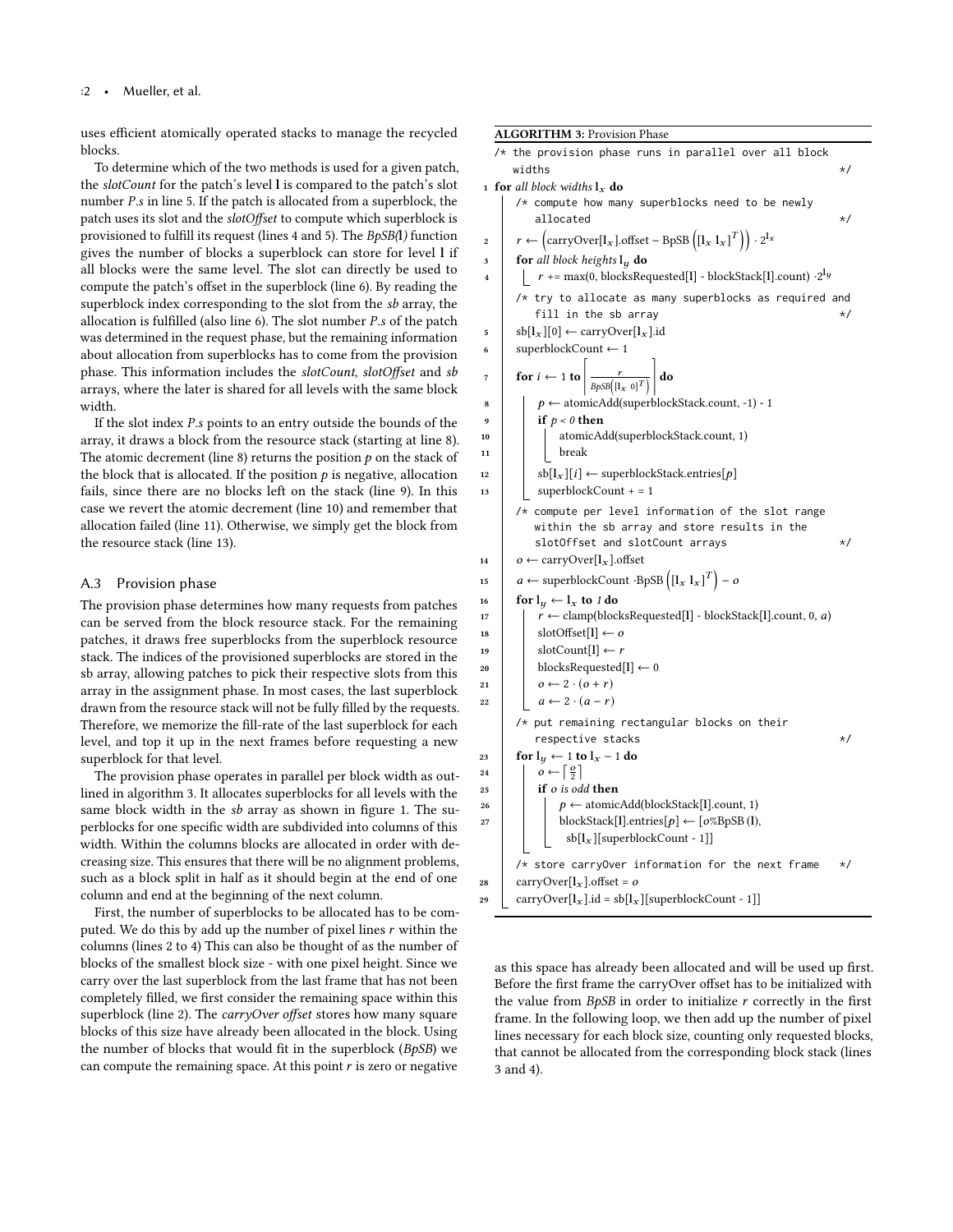uses efficient atomically operated stacks to manage the recycled blocks.

To determine which of the two methods is used for a given patch, the *slotCount* for the patch's level $\mathbf{l}$ is compared to the patch's slot number $P.s$ in line 5. If the patch is allocated from a superblock, the patch uses its slot and the *slotOffset* to compute which superblock is provisioned to fulfill its request (lines 4 and 5). The *BpSB(l)* function gives the number of blocks a superblock can store for level $\mathbf{l}$ if all blocks were the same level. The slot can directly be used to compute the patch's offset in the superblock (line 6). By reading the superblock index corresponding to the slot from the *sb* array, the allocation is fulfilled (also line 6). The slot number $P.s$ of the patch was determined in the request phase, but the remaining information about allocation from superblocks has to come from the provision phase. This information includes the *slotCount*, *slotOffset* and *sb* arrays, where the later is shared for all levels with the same block width.

If the slot index $P.s$ points to an entry outside the bounds of the array, it draws a block from the resource stack (starting at line 8). The atomic decrement (line 8) returns the position $p$ on the stack of the block that is allocated. If the position $p$ is negative, allocation fails, since there are no blocks left on the stack (line 9). In this case we revert the atomic decrement (line 10) and remember that allocation failed (line 11). Otherwise, we simply get the block from the resource stack (line 13).

## A.3 Provision phase

The provision phase determines how many requests from patches can be served from the block resource stack. For the remaining patches, it draws free superblocks from the superblock resource stack. The indices of the provisioned superblocks are stored in the sb array, allowing patches to pick their respective slots from this array in the assignment phase. In most cases, the last superblock drawn from the resource stack will not be fully filled by the requests. Therefore, we memorize the fill-rate of the last superblock for each level, and top it up in the next frames before requesting a new superblock for that level.

The provision phase operates in parallel per block width as outlined in algorithm 3. It allocates superblocks for all levels with the same block width in the *sb* array as shown in figure 1. The superblocks for one specific width are subdivided into columns of this width. Within the columns blocks are allocated in order with decreasing size. This ensures that there will be no alignment problems, such as a block split in half as it should begin at the end of one column and end at the beginning of the next column.

First, the number of superblocks to be allocated has to be computed. We do this by add up the number of pixel lines $r$ within the columns (lines 2 to 4) This can also be thought of as the number of blocks of the smallest block size - with one pixel height. Since we carry over the last superblock from the last frame that has not been completely filled, we first consider the remaining space within this superblock (line 2). The *carryOver offset* stores how many square blocks of this size have already been allocated in the block. Using the number of blocks that would fit in the superblock (*BpSB*) we can compute the remaining space. At this point $r$ is zero or negative as this space has already been allocated and will be used up first. Before the first frame the carryOver offset has to be initialized with the value from *BpSB* in order to initialize $r$ correctly in the first frame. In the following loop, we then add up the number of pixel lines necessary for each block size, counting only requested blocks, that cannot be allocated from the corresponding block stack (lines 3 and 4).

**ALGORITHM 3:** Provision Phase

```
/* the provision phase runs in parallel over all block widths */
1  for all block widths l_x do
       /* compute how many superblocks need to be newly allocated */
2      r ← (carryOver[l_x].offset − BpSB([l_x l_x]^T)) · 2^{l_x}
3      for all block heights l_y do
4          r += max(0, blocksRequested[l] - blockStack[l].count) ·2^{l_y}
       /* try to allocate as many superblocks as required and fill in the sb array */
5      sb[l_x][0] ← carryOver[l_x].id
6      superblockCount ← 1
7      for i ← 1 to ⌈ r / BpSB([l_x 0]^T) ⌉ do
8          p ← atomicAdd(superblockStack.count, -1) - 1
9          if p < 0 then
10             atomicAdd(superblockStack.count, 1)
11             break
12         sb[l_x][i] ← superblockStack.entries[p]
13         superblockCount + = 1
       /* compute per level information of the slot range within the sb array and store results in the slotOffset and slotCount arrays */
14     o ← carryOver[l_x].offset
15     a ← superblockCount ·BpSB([l_x l_x]^T) − o
16     for l_y ← l_x to 1 do
17         r ← clamp(blocksRequested[l] - blockStack[l].count, 0, a)
18         slotOffset[l] ← o
19         slotCount[l] ← r
20         blocksRequested[l] ← 0
21         o ← 2 · (o + r)
22         a ← 2 · (a − r)
       /* put remaining rectangular blocks on their respective stacks */
23     for l_y ← 1 to l_x − 1 do
24         o ← ⌈ o/2 ⌉
25         if o is odd then
26             p ← atomicAdd(blockStack[l].count, 1)
27             blockStack[l].entries[p] ← [o%BpSB (l),
                   sb[l_x][superblockCount - 1]]
       /* store carryOver information for the next frame */
28     carryOver[l_x].offset = o
29     carryOver[l_x].id = sb[l_x][superblockCount - 1]]
```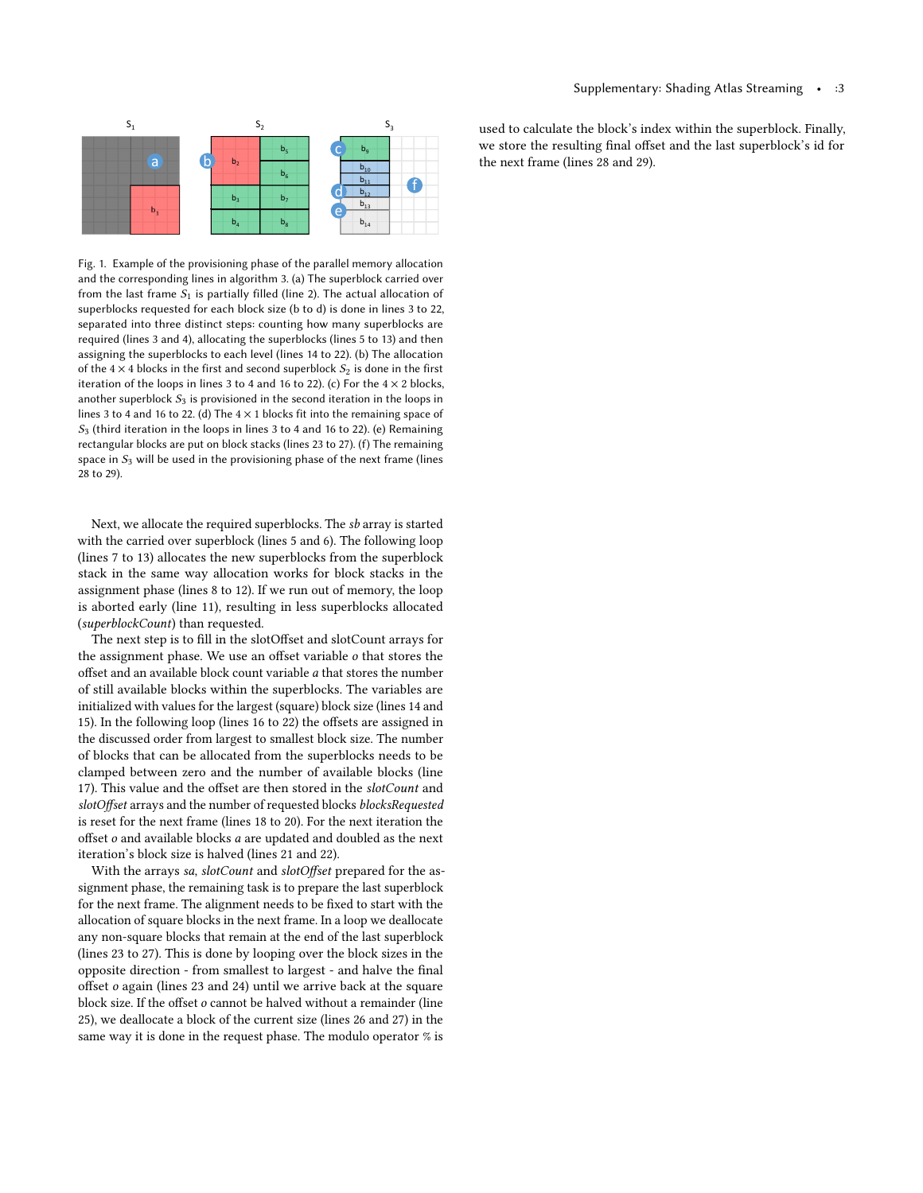S₁ S₂ S₃

a b c d e f

$b_1$ $b_2$ $b_3$ $b_4$ $b_5$ $b_6$ $b_7$ $b_8$ $b_9$ $b_{10}$ $b_{11}$ $b_{12}$ $b_{13}$ $b_{14}$

Fig. 1. Example of the provisioning phase of the parallel memory allocation and the corresponding lines in algorithm 3. (a) The superblock carried over from the last frame $S_1$ is partially filled (line 2). The actual allocation of superblocks requested for each block size (b to d) is done in lines 3 to 22, separated into three distinct steps: counting how many superblocks are required (lines 3 and 4), allocating the superblocks (lines 5 to 13) and then assigning the superblocks to each level (lines 14 to 22). (b) The allocation of the $4 \times 4$ blocks in the first and second superblock $S_2$ is done in the first iteration of the loops in lines 3 to 4 and 16 to 22). (c) For the $4 \times 2$ blocks, another superblock $S_3$ is provisioned in the second iteration in the loops in lines 3 to 4 and 16 to 22. (d) The $4 \times 1$ blocks fit into the remaining space of $S_3$ (third iteration in the loops in lines 3 to 4 and 16 to 22). (e) Remaining rectangular blocks are put on block stacks (lines 23 to 27). (f) The remaining space in $S_3$ will be used in the provisioning phase of the next frame (lines 28 to 29).

Next, we allocate the required superblocks. The *sb* array is started with the carried over superblock (lines 5 and 6). The following loop (lines 7 to 13) allocates the new superblocks from the superblock stack in the same way allocation works for block stacks in the assignment phase (lines 8 to 12). If we run out of memory, the loop is aborted early (line 11), resulting in less superblocks allocated (*superblockCount*) than requested.

The next step is to fill in the slotOffset and slotCount arrays for the assignment phase. We use an offset variable $o$ that stores the offset and an available block count variable $a$ that stores the number of still available blocks within the superblocks. The variables are initialized with values for the largest (square) block size (lines 14 and 15). In the following loop (lines 16 to 22) the offsets are assigned in the discussed order from largest to smallest block size. The number of blocks that can be allocated from the superblocks needs to be clamped between zero and the number of available blocks (line 17). This value and the offset are then stored in the *slotCount* and *slotOffset* arrays and the number of requested blocks *blocksRequested* is reset for the next frame (lines 18 to 20). For the next iteration the offset $o$ and available blocks $a$ are updated and doubled as the next iteration's block size is halved (lines 21 and 22).

With the arrays *sa*, *slotCount* and *slotOffset* prepared for the assignment phase, the remaining task is to prepare the last superblock for the next frame. The alignment needs to be fixed to start with the allocation of square blocks in the next frame. In a loop we deallocate any non-square blocks that remain at the end of the last superblock (lines 23 to 27). This is done by looping over the block sizes in the opposite direction - from smallest to largest - and halve the final offset $o$ again (lines 23 and 24) until we arrive back at the square block size. If the offset $o$ cannot be halved without a remainder (line 25), we deallocate a block of the current size (lines 26 and 27) in the same way it is done in the request phase. The modulo operator % is used to calculate the block's index within the superblock. Finally, we store the resulting final offset and the last superblock's id for the next frame (lines 28 and 29).